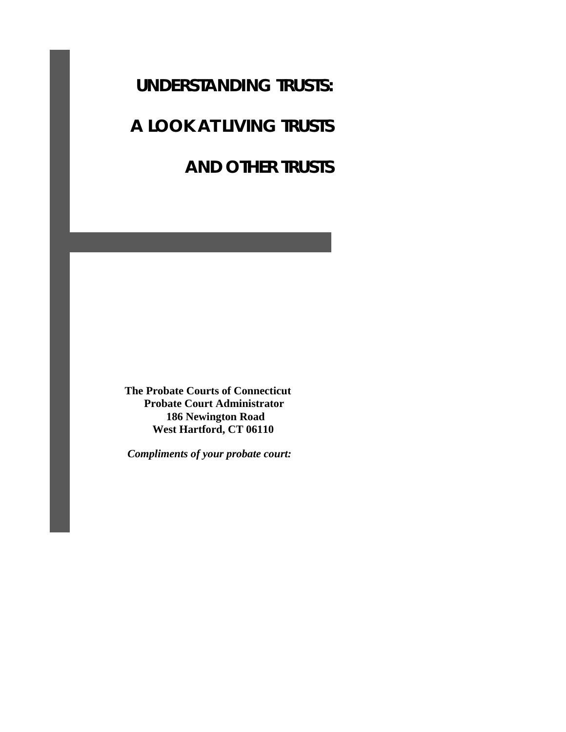# UNDERSTANDING TRUSTS:

# A LOOK AT LIVING TRUSTS

# AND OTHER TRUSTS

**The Probate Courts of Connecticut**
**Probate Court Administrator**
**186 Newington Road**
**West Hartford, CT 06110**

***Compliments of your probate court:***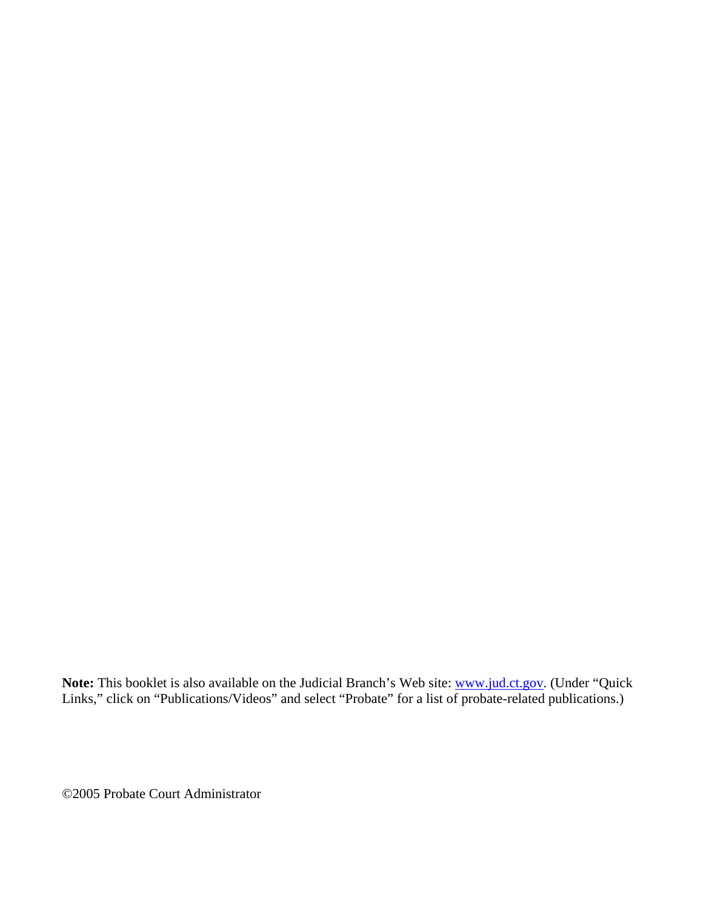**Note:** This booklet is also available on the Judicial Branch's Web site: [www.jud.ct.gov](http://www.jud.ct.gov). (Under "Quick Links," click on "Publications/Videos" and select "Probate" for a list of probate-related publications.)

©2005 Probate Court Administrator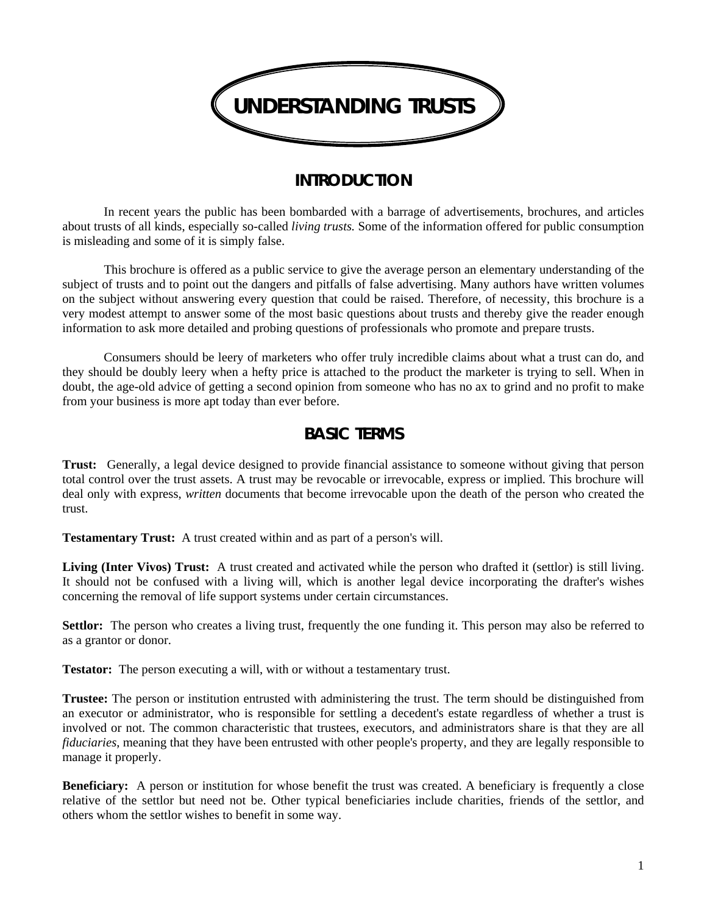# UNDERSTANDING TRUSTS

## INTRODUCTION

In recent years the public has been bombarded with a barrage of advertisements, brochures, and articles about trusts of all kinds, especially so-called *living trusts.* Some of the information offered for public consumption is misleading and some of it is simply false.

This brochure is offered as a public service to give the average person an elementary understanding of the subject of trusts and to point out the dangers and pitfalls of false advertising. Many authors have written volumes on the subject without answering every question that could be raised. Therefore, of necessity, this brochure is a very modest attempt to answer some of the most basic questions about trusts and thereby give the reader enough information to ask more detailed and probing questions of professionals who promote and prepare trusts.

Consumers should be leery of marketers who offer truly incredible claims about what a trust can do, and they should be doubly leery when a hefty price is attached to the product the marketer is trying to sell. When in doubt, the age-old advice of getting a second opinion from someone who has no ax to grind and no profit to make from your business is more apt today than ever before.

## BASIC TERMS

**Trust:** Generally, a legal device designed to provide financial assistance to someone without giving that person total control over the trust assets. A trust may be revocable or irrevocable, express or implied. This brochure will deal only with express, *written* documents that become irrevocable upon the death of the person who created the trust.

**Testamentary Trust:** A trust created within and as part of a person's will.

**Living (Inter Vivos) Trust:** A trust created and activated while the person who drafted it (settlor) is still living. It should not be confused with a living will, which is another legal device incorporating the drafter's wishes concerning the removal of life support systems under certain circumstances.

**Settlor:** The person who creates a living trust, frequently the one funding it. This person may also be referred to as a grantor or donor.

**Testator:** The person executing a will, with or without a testamentary trust.

**Trustee:** The person or institution entrusted with administering the trust. The term should be distinguished from an executor or administrator, who is responsible for settling a decedent's estate regardless of whether a trust is involved or not. The common characteristic that trustees, executors, and administrators share is that they are all *fiduciaries*, meaning that they have been entrusted with other people's property, and they are legally responsible to manage it properly.

**Beneficiary:** A person or institution for whose benefit the trust was created. A beneficiary is frequently a close relative of the settlor but need not be. Other typical beneficiaries include charities, friends of the settlor, and others whom the settlor wishes to benefit in some way.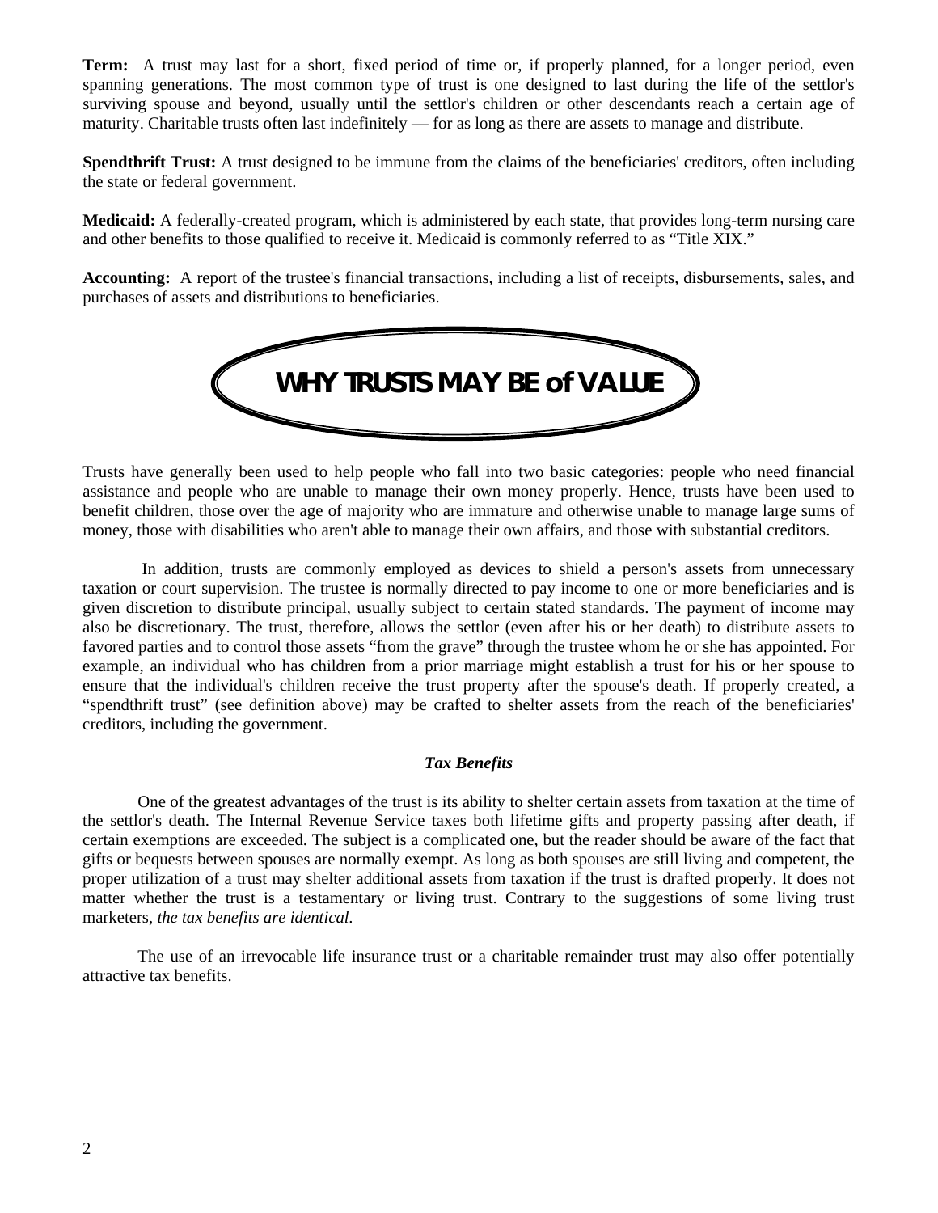**Term:** A trust may last for a short, fixed period of time or, if properly planned, for a longer period, even spanning generations. The most common type of trust is one designed to last during the life of the settlor's surviving spouse and beyond, usually until the settlor's children or other descendants reach a certain age of maturity. Charitable trusts often last indefinitely — for as long as there are assets to manage and distribute.

**Spendthrift Trust:** A trust designed to be immune from the claims of the beneficiaries' creditors, often including the state or federal government.

**Medicaid:** A federally-created program, which is administered by each state, that provides long-term nursing care and other benefits to those qualified to receive it. Medicaid is commonly referred to as "Title XIX."

**Accounting:** A report of the trustee's financial transactions, including a list of receipts, disbursements, sales, and purchases of assets and distributions to beneficiaries.

## WHY TRUSTS MAY BE of VALUE

Trusts have generally been used to help people who fall into two basic categories: people who need financial assistance and people who are unable to manage their own money properly. Hence, trusts have been used to benefit children, those over the age of majority who are immature and otherwise unable to manage large sums of money, those with disabilities who aren't able to manage their own affairs, and those with substantial creditors.

In addition, trusts are commonly employed as devices to shield a person's assets from unnecessary taxation or court supervision. The trustee is normally directed to pay income to one or more beneficiaries and is given discretion to distribute principal, usually subject to certain stated standards. The payment of income may also be discretionary. The trust, therefore, allows the settlor (even after his or her death) to distribute assets to favored parties and to control those assets "from the grave" through the trustee whom he or she has appointed. For example, an individual who has children from a prior marriage might establish a trust for his or her spouse to ensure that the individual's children receive the trust property after the spouse's death. If properly created, a "spendthrift trust" (see definition above) may be crafted to shelter assets from the reach of the beneficiaries' creditors, including the government.

### *Tax Benefits*

One of the greatest advantages of the trust is its ability to shelter certain assets from taxation at the time of the settlor's death. The Internal Revenue Service taxes both lifetime gifts and property passing after death, if certain exemptions are exceeded. The subject is a complicated one, but the reader should be aware of the fact that gifts or bequests between spouses are normally exempt. As long as both spouses are still living and competent, the proper utilization of a trust may shelter additional assets from taxation if the trust is drafted properly. It does not matter whether the trust is a testamentary or living trust. Contrary to the suggestions of some living trust marketers, *the tax benefits are identical.*

The use of an irrevocable life insurance trust or a charitable remainder trust may also offer potentially attractive tax benefits.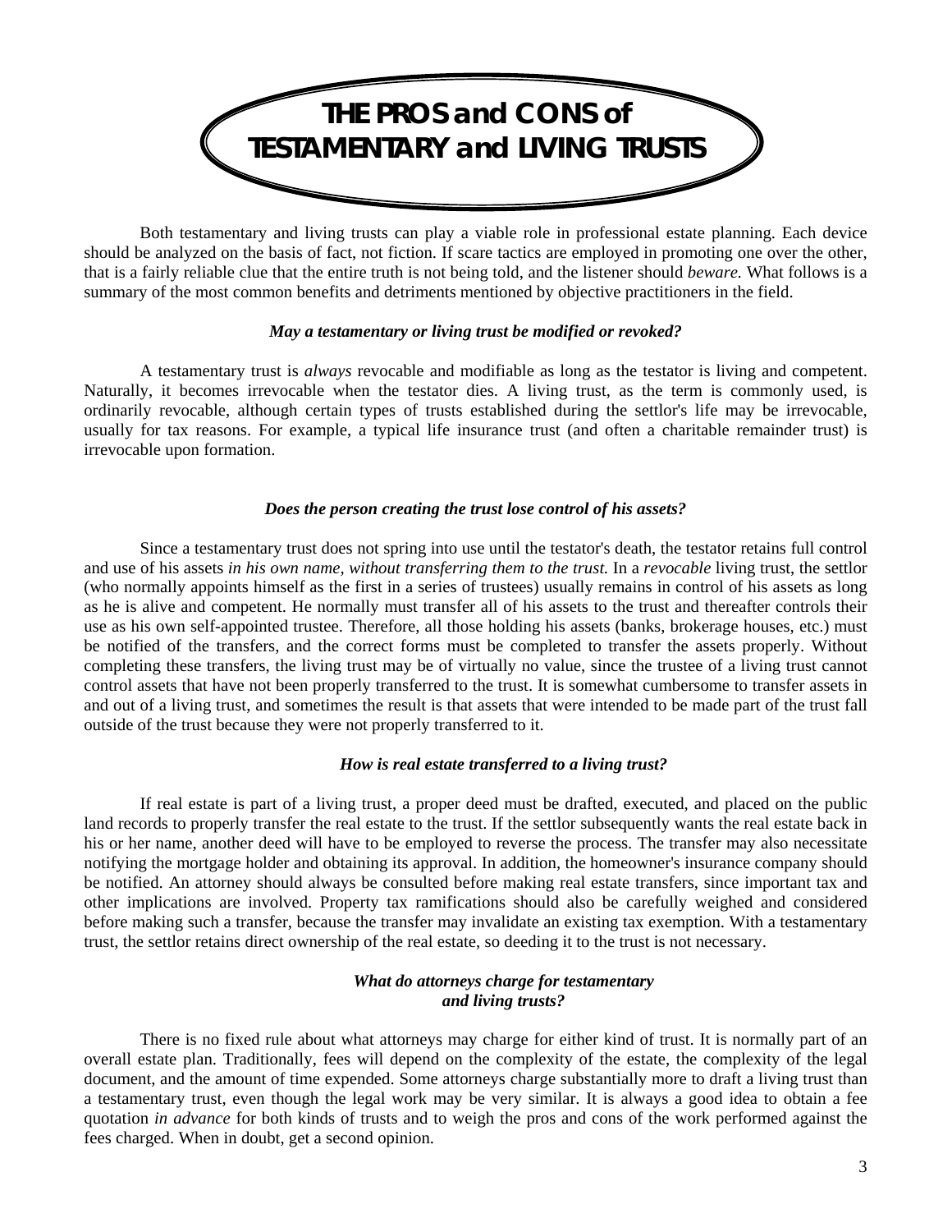# THE PROS and CONS of TESTAMENTARY and LIVING TRUSTS

Both testamentary and living trusts can play a viable role in professional estate planning. Each device should be analyzed on the basis of fact, not fiction. If scare tactics are employed in promoting one over the other, that is a fairly reliable clue that the entire truth is not being told, and the listener should *beware.* What follows is a summary of the most common benefits and detriments mentioned by objective practitioners in the field.

### *May a testamentary or living trust be modified or revoked?*

A testamentary trust is *always* revocable and modifiable as long as the testator is living and competent. Naturally, it becomes irrevocable when the testator dies. A living trust, as the term is commonly used, is ordinarily revocable, although certain types of trusts established during the settlor's life may be irrevocable, usually for tax reasons. For example, a typical life insurance trust (and often a charitable remainder trust) is irrevocable upon formation.

### *Does the person creating the trust lose control of his assets?*

Since a testamentary trust does not spring into use until the testator's death, the testator retains full control and use of his assets *in his own name, without transferring them to the trust.* In a *revocable* living trust, the settlor (who normally appoints himself as the first in a series of trustees) usually remains in control of his assets as long as he is alive and competent. He normally must transfer all of his assets to the trust and thereafter controls their use as his own self-appointed trustee. Therefore, all those holding his assets (banks, brokerage houses, etc.) must be notified of the transfers, and the correct forms must be completed to transfer the assets properly. Without completing these transfers, the living trust may be of virtually no value, since the trustee of a living trust cannot control assets that have not been properly transferred to the trust. It is somewhat cumbersome to transfer assets in and out of a living trust, and sometimes the result is that assets that were intended to be made part of the trust fall outside of the trust because they were not properly transferred to it.

### *How is real estate transferred to a living trust?*

If real estate is part of a living trust, a proper deed must be drafted, executed, and placed on the public land records to properly transfer the real estate to the trust. If the settlor subsequently wants the real estate back in his or her name, another deed will have to be employed to reverse the process. The transfer may also necessitate notifying the mortgage holder and obtaining its approval. In addition, the homeowner's insurance company should be notified. An attorney should always be consulted before making real estate transfers, since important tax and other implications are involved. Property tax ramifications should also be carefully weighed and considered before making such a transfer, because the transfer may invalidate an existing tax exemption. With a testamentary trust, the settlor retains direct ownership of the real estate, so deeding it to the trust is not necessary.

### *What do attorneys charge for testamentary and living trusts?*

There is no fixed rule about what attorneys may charge for either kind of trust. It is normally part of an overall estate plan. Traditionally, fees will depend on the complexity of the estate, the complexity of the legal document, and the amount of time expended. Some attorneys charge substantially more to draft a living trust than a testamentary trust, even though the legal work may be very similar. It is always a good idea to obtain a fee quotation *in advance* for both kinds of trusts and to weigh the pros and cons of the work performed against the fees charged. When in doubt, get a second opinion.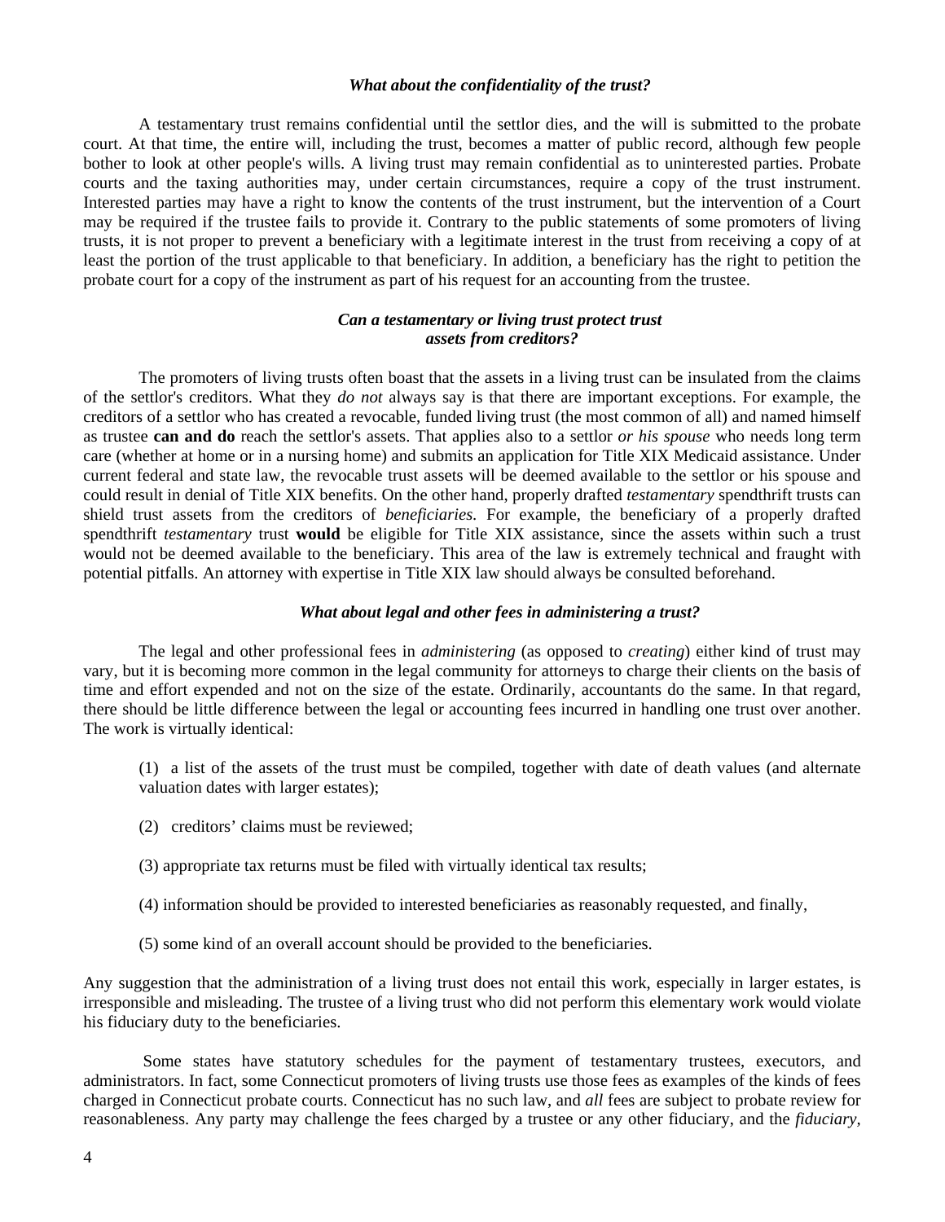### *What about the confidentiality of the trust?*

A testamentary trust remains confidential until the settlor dies, and the will is submitted to the probate court. At that time, the entire will, including the trust, becomes a matter of public record, although few people bother to look at other people's wills. A living trust may remain confidential as to uninterested parties. Probate courts and the taxing authorities may, under certain circumstances, require a copy of the trust instrument. Interested parties may have a right to know the contents of the trust instrument, but the intervention of a Court may be required if the trustee fails to provide it. Contrary to the public statements of some promoters of living trusts, it is not proper to prevent a beneficiary with a legitimate interest in the trust from receiving a copy of at least the portion of the trust applicable to that beneficiary. In addition, a beneficiary has the right to petition the probate court for a copy of the instrument as part of his request for an accounting from the trustee.

### *Can a testamentary or living trust protect trust assets from creditors?*

The promoters of living trusts often boast that the assets in a living trust can be insulated from the claims of the settlor's creditors. What they *do not* always say is that there are important exceptions. For example, the creditors of a settlor who has created a revocable, funded living trust (the most common of all) and named himself as trustee **can and do** reach the settlor's assets. That applies also to a settlor *or his spouse* who needs long term care (whether at home or in a nursing home) and submits an application for Title XIX Medicaid assistance. Under current federal and state law, the revocable trust assets will be deemed available to the settlor or his spouse and could result in denial of Title XIX benefits. On the other hand, properly drafted *testamentary* spendthrift trusts can shield trust assets from the creditors of *beneficiaries*. For example, the beneficiary of a properly drafted spendthrift *testamentary* trust **would** be eligible for Title XIX assistance, since the assets within such a trust would not be deemed available to the beneficiary. This area of the law is extremely technical and fraught with potential pitfalls. An attorney with expertise in Title XIX law should always be consulted beforehand.

### *What about legal and other fees in administering a trust?*

The legal and other professional fees in *administering* (as opposed to *creating*) either kind of trust may vary, but it is becoming more common in the legal community for attorneys to charge their clients on the basis of time and effort expended and not on the size of the estate. Ordinarily, accountants do the same. In that regard, there should be little difference between the legal or accounting fees incurred in handling one trust over another. The work is virtually identical:

(1) a list of the assets of the trust must be compiled, together with date of death values (and alternate valuation dates with larger estates);

(2) creditors' claims must be reviewed;

(3) appropriate tax returns must be filed with virtually identical tax results;

(4) information should be provided to interested beneficiaries as reasonably requested, and finally,

(5) some kind of an overall account should be provided to the beneficiaries.

Any suggestion that the administration of a living trust does not entail this work, especially in larger estates, is irresponsible and misleading. The trustee of a living trust who did not perform this elementary work would violate his fiduciary duty to the beneficiaries.

Some states have statutory schedules for the payment of testamentary trustees, executors, and administrators. In fact, some Connecticut promoters of living trusts use those fees as examples of the kinds of fees charged in Connecticut probate courts. Connecticut has no such law, and *all* fees are subject to probate review for reasonableness. Any party may challenge the fees charged by a trustee or any other fiduciary, and the *fiduciary,*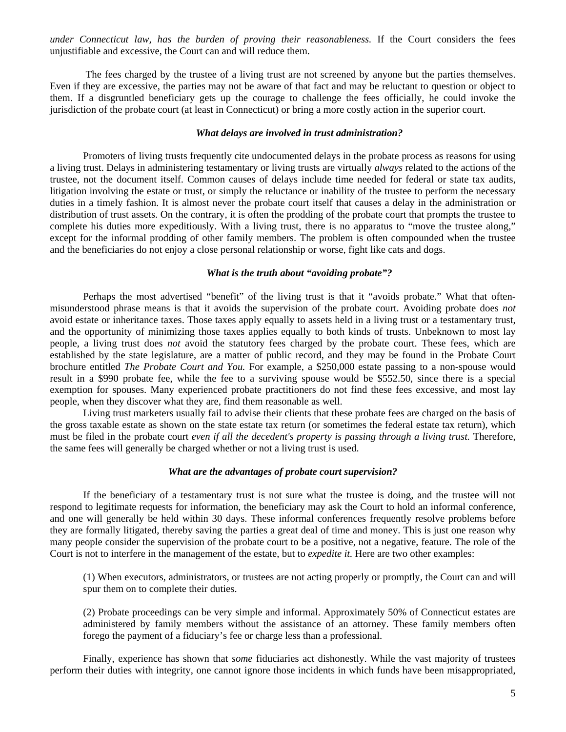*under Connecticut law, has the burden of proving their reasonableness.* If the Court considers the fees unjustifiable and excessive, the Court can and will reduce them.

The fees charged by the trustee of a living trust are not screened by anyone but the parties themselves. Even if they are excessive, the parties may not be aware of that fact and may be reluctant to question or object to them. If a disgruntled beneficiary gets up the courage to challenge the fees officially, he could invoke the jurisdiction of the probate court (at least in Connecticut) or bring a more costly action in the superior court.

### *What delays are involved in trust administration?*

Promoters of living trusts frequently cite undocumented delays in the probate process as reasons for using a living trust. Delays in administering testamentary or living trusts are virtually *always* related to the actions of the trustee, not the document itself. Common causes of delays include time needed for federal or state tax audits, litigation involving the estate or trust, or simply the reluctance or inability of the trustee to perform the necessary duties in a timely fashion. It is almost never the probate court itself that causes a delay in the administration or distribution of trust assets. On the contrary, it is often the prodding of the probate court that prompts the trustee to complete his duties more expeditiously. With a living trust, there is no apparatus to "move the trustee along," except for the informal prodding of other family members. The problem is often compounded when the trustee and the beneficiaries do not enjoy a close personal relationship or worse, fight like cats and dogs.

### *What is the truth about "avoiding probate"?*

Perhaps the most advertised "benefit" of the living trust is that it "avoids probate." What that often-misunderstood phrase means is that it avoids the supervision of the probate court. Avoiding probate does *not* avoid estate or inheritance taxes. Those taxes apply equally to assets held in a living trust or a testamentary trust, and the opportunity of minimizing those taxes applies equally to both kinds of trusts. Unbeknown to most lay people, a living trust does *not* avoid the statutory fees charged by the probate court. These fees, which are established by the state legislature, are a matter of public record, and they may be found in the Probate Court brochure entitled *The Probate Court and You.* For example, a $250,000 estate passing to a non-spouse would result in a $990 probate fee, while the fee to a surviving spouse would be $552.50, since there is a special exemption for spouses. Many experienced probate practitioners do not find these fees excessive, and most lay people, when they discover what they are, find them reasonable as well.

Living trust marketers usually fail to advise their clients that these probate fees are charged on the basis of the gross taxable estate as shown on the state estate tax return (or sometimes the federal estate tax return), which must be filed in the probate court *even if all the decedent's property is passing through a living trust.* Therefore, the same fees will generally be charged whether or not a living trust is used.

### *What are the advantages of probate court supervision?*

If the beneficiary of a testamentary trust is not sure what the trustee is doing, and the trustee will not respond to legitimate requests for information, the beneficiary may ask the Court to hold an informal conference, and one will generally be held within 30 days. These informal conferences frequently resolve problems before they are formally litigated, thereby saving the parties a great deal of time and money. This is just one reason why many people consider the supervision of the probate court to be a positive, not a negative, feature. The role of the Court is not to interfere in the management of the estate, but to *expedite it.* Here are two other examples:

(1) When executors, administrators, or trustees are not acting properly or promptly, the Court can and will spur them on to complete their duties.

(2) Probate proceedings can be very simple and informal. Approximately 50% of Connecticut estates are administered by family members without the assistance of an attorney. These family members often forego the payment of a fiduciary's fee or charge less than a professional.

Finally, experience has shown that *some* fiduciaries act dishonestly. While the vast majority of trustees perform their duties with integrity, one cannot ignore those incidents in which funds have been misappropriated,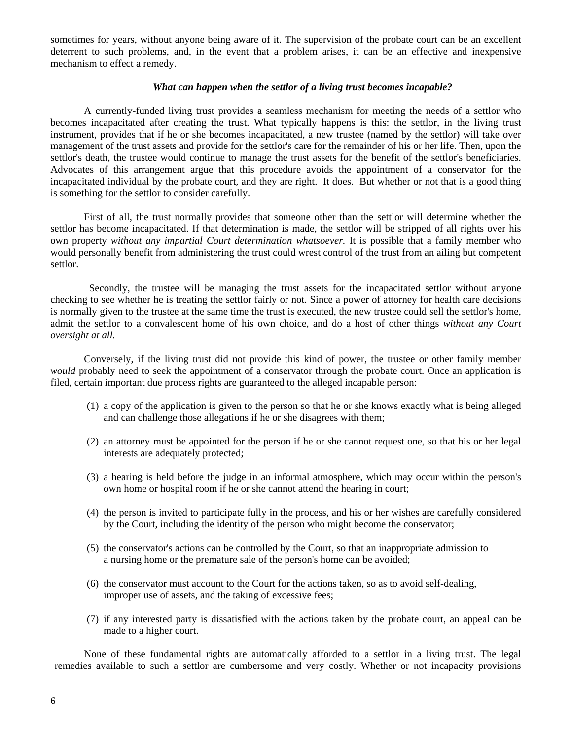sometimes for years, without anyone being aware of it. The supervision of the probate court can be an excellent deterrent to such problems, and, in the event that a problem arises, it can be an effective and inexpensive mechanism to effect a remedy.

### *What can happen when the settlor of a living trust becomes incapable?*

A currently-funded living trust provides a seamless mechanism for meeting the needs of a settlor who becomes incapacitated after creating the trust. What typically happens is this: the settlor, in the living trust instrument, provides that if he or she becomes incapacitated, a new trustee (named by the settlor) will take over management of the trust assets and provide for the settlor's care for the remainder of his or her life. Then, upon the settlor's death, the trustee would continue to manage the trust assets for the benefit of the settlor's beneficiaries. Advocates of this arrangement argue that this procedure avoids the appointment of a conservator for the incapacitated individual by the probate court, and they are right. It does. But whether or not that is a good thing is something for the settlor to consider carefully.

First of all, the trust normally provides that someone other than the settlor will determine whether the settlor has become incapacitated. If that determination is made, the settlor will be stripped of all rights over his own property *without any impartial Court determination whatsoever.* It is possible that a family member who would personally benefit from administering the trust could wrest control of the trust from an ailing but competent settlor.

Secondly, the trustee will be managing the trust assets for the incapacitated settlor without anyone checking to see whether he is treating the settlor fairly or not. Since a power of attorney for health care decisions is normally given to the trustee at the same time the trust is executed, the new trustee could sell the settlor's home, admit the settlor to a convalescent home of his own choice, and do a host of other things *without any Court oversight at all.*

Conversely, if the living trust did not provide this kind of power, the trustee or other family member *would* probably need to seek the appointment of a conservator through the probate court. Once an application is filed, certain important due process rights are guaranteed to the alleged incapable person:

(1) a copy of the application is given to the person so that he or she knows exactly what is being alleged and can challenge those allegations if he or she disagrees with them;

(2) an attorney must be appointed for the person if he or she cannot request one, so that his or her legal interests are adequately protected;

(3) a hearing is held before the judge in an informal atmosphere, which may occur within the person's own home or hospital room if he or she cannot attend the hearing in court;

(4) the person is invited to participate fully in the process, and his or her wishes are carefully considered by the Court, including the identity of the person who might become the conservator;

(5) the conservator's actions can be controlled by the Court, so that an inappropriate admission to a nursing home or the premature sale of the person's home can be avoided;

(6) the conservator must account to the Court for the actions taken, so as to avoid self-dealing, improper use of assets, and the taking of excessive fees;

(7) if any interested party is dissatisfied with the actions taken by the probate court, an appeal can be made to a higher court.

None of these fundamental rights are automatically afforded to a settlor in a living trust. The legal remedies available to such a settlor are cumbersome and very costly. Whether or not incapacity provisions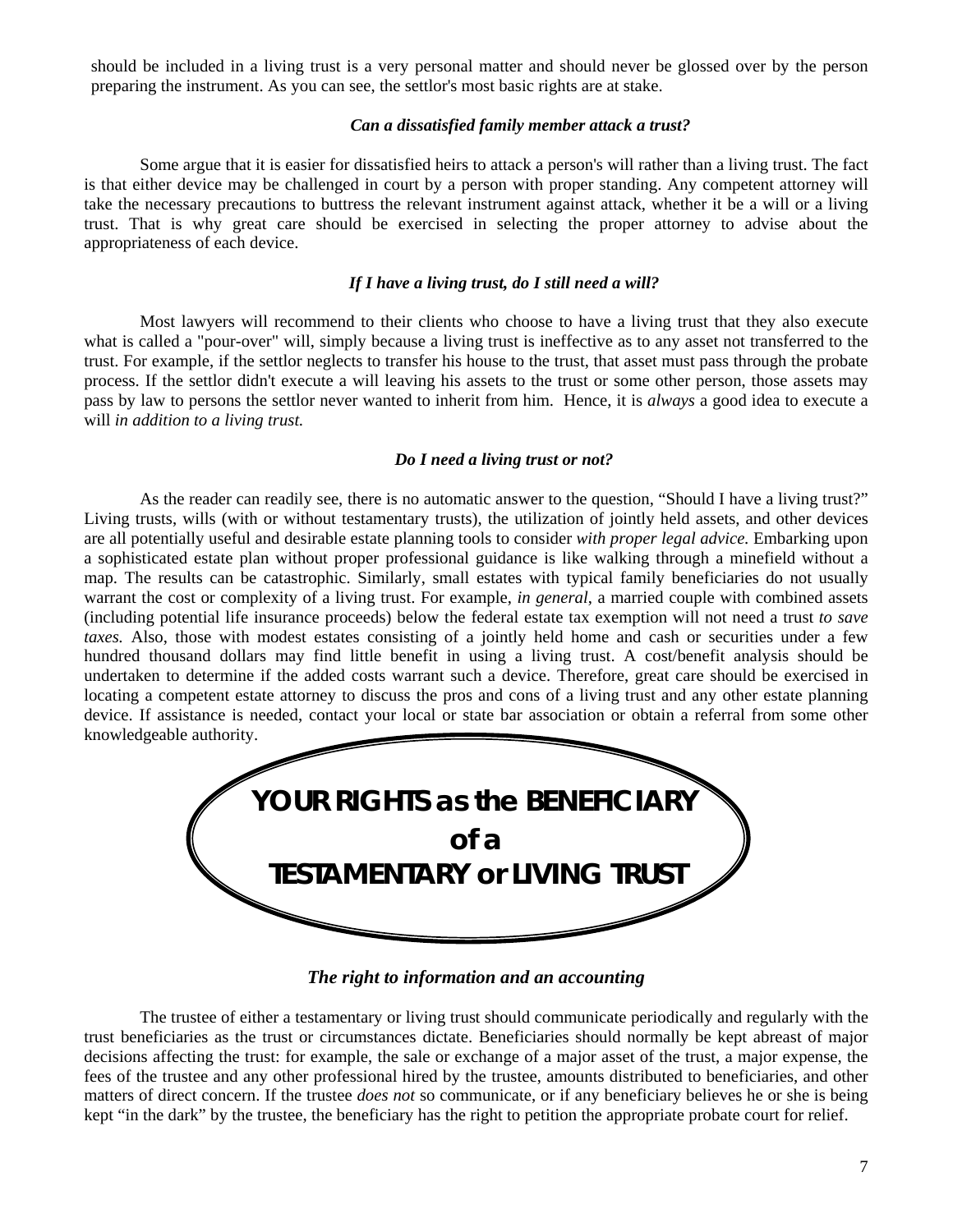should be included in a living trust is a very personal matter and should never be glossed over by the person preparing the instrument. As you can see, the settlor's most basic rights are at stake.

### *Can a dissatisfied family member attack a trust?*

Some argue that it is easier for dissatisfied heirs to attack a person's will rather than a living trust. The fact is that either device may be challenged in court by a person with proper standing. Any competent attorney will take the necessary precautions to buttress the relevant instrument against attack, whether it be a will or a living trust. That is why great care should be exercised in selecting the proper attorney to advise about the appropriateness of each device.

### *If I have a living trust, do I still need a will?*

Most lawyers will recommend to their clients who choose to have a living trust that they also execute what is called a "pour-over" will, simply because a living trust is ineffective as to any asset not transferred to the trust. For example, if the settlor neglects to transfer his house to the trust, that asset must pass through the probate process. If the settlor didn't execute a will leaving his assets to the trust or some other person, those assets may pass by law to persons the settlor never wanted to inherit from him. Hence, it is *always* a good idea to execute a will *in addition to a living trust.*

### *Do I need a living trust or not?*

As the reader can readily see, there is no automatic answer to the question, "Should I have a living trust?" Living trusts, wills (with or without testamentary trusts), the utilization of jointly held assets, and other devices are all potentially useful and desirable estate planning tools to consider *with proper legal advice*. Embarking upon a sophisticated estate plan without proper professional guidance is like walking through a minefield without a map. The results can be catastrophic. Similarly, small estates with typical family beneficiaries do not usually warrant the cost or complexity of a living trust. For example, *in general*, a married couple with combined assets (including potential life insurance proceeds) below the federal estate tax exemption will not need a trust *to save taxes.* Also, those with modest estates consisting of a jointly held home and cash or securities under a few hundred thousand dollars may find little benefit in using a living trust. A cost/benefit analysis should be undertaken to determine if the added costs warrant such a device. Therefore, great care should be exercised in locating a competent estate attorney to discuss the pros and cons of a living trust and any other estate planning device. If assistance is needed, contact your local or state bar association or obtain a referral from some other knowledgeable authority.

## YOUR RIGHTS as the BENEFICIARY of a TESTAMENTARY or LIVING TRUST

### *The right to information and an accounting*

The trustee of either a testamentary or living trust should communicate periodically and regularly with the trust beneficiaries as the trust or circumstances dictate. Beneficiaries should normally be kept abreast of major decisions affecting the trust: for example, the sale or exchange of a major asset of the trust, a major expense, the fees of the trustee and any other professional hired by the trustee, amounts distributed to beneficiaries, and other matters of direct concern. If the trustee *does not* so communicate, or if any beneficiary believes he or she is being kept "in the dark" by the trustee, the beneficiary has the right to petition the appropriate probate court for relief.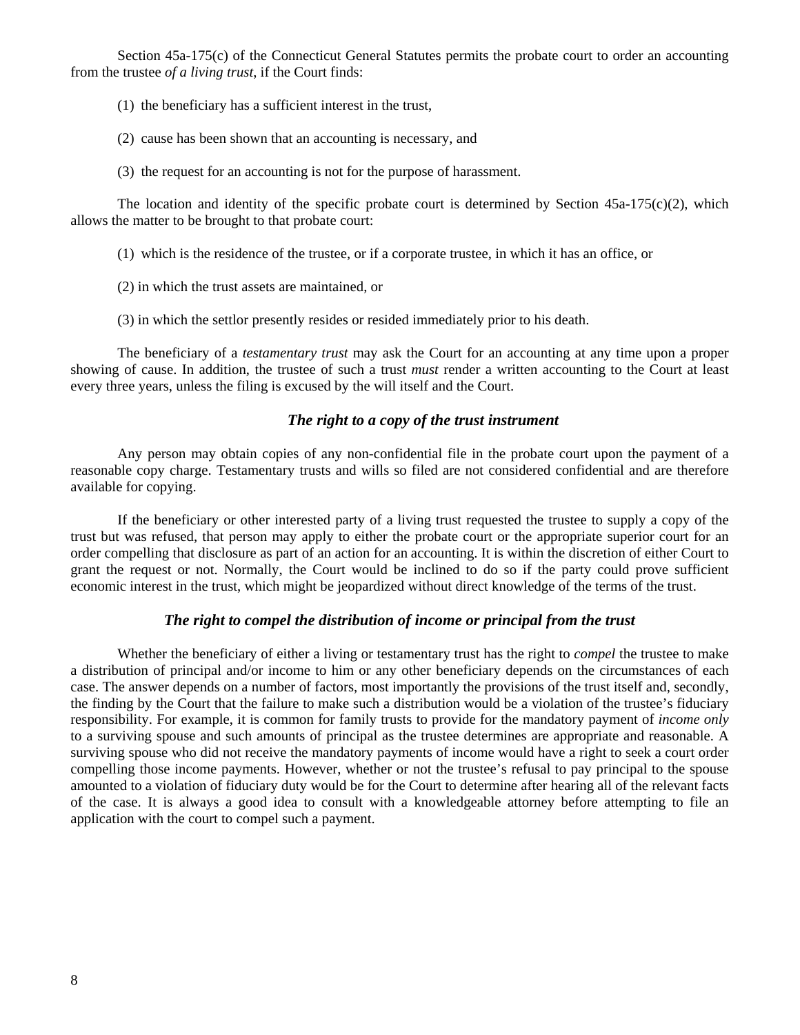Section 45a-175(c) of the Connecticut General Statutes permits the probate court to order an accounting from the trustee *of a living trust*, if the Court finds:

(1) the beneficiary has a sufficient interest in the trust,

(2) cause has been shown that an accounting is necessary, and

(3) the request for an accounting is not for the purpose of harassment.

The location and identity of the specific probate court is determined by Section 45a-175(c)(2), which allows the matter to be brought to that probate court:

(1) which is the residence of the trustee, or if a corporate trustee, in which it has an office, or

(2) in which the trust assets are maintained, or

(3) in which the settlor presently resides or resided immediately prior to his death.

The beneficiary of a *testamentary trust* may ask the Court for an accounting at any time upon a proper showing of cause. In addition, the trustee of such a trust *must* render a written accounting to the Court at least every three years, unless the filing is excused by the will itself and the Court.

### *The right to a copy of the trust instrument*

Any person may obtain copies of any non-confidential file in the probate court upon the payment of a reasonable copy charge. Testamentary trusts and wills so filed are not considered confidential and are therefore available for copying.

If the beneficiary or other interested party of a living trust requested the trustee to supply a copy of the trust but was refused, that person may apply to either the probate court or the appropriate superior court for an order compelling that disclosure as part of an action for an accounting. It is within the discretion of either Court to grant the request or not. Normally, the Court would be inclined to do so if the party could prove sufficient economic interest in the trust, which might be jeopardized without direct knowledge of the terms of the trust.

### *The right to compel the distribution of income or principal from the trust*

Whether the beneficiary of either a living or testamentary trust has the right to *compel* the trustee to make a distribution of principal and/or income to him or any other beneficiary depends on the circumstances of each case. The answer depends on a number of factors, most importantly the provisions of the trust itself and, secondly, the finding by the Court that the failure to make such a distribution would be a violation of the trustee's fiduciary responsibility. For example, it is common for family trusts to provide for the mandatory payment of *income only* to a surviving spouse and such amounts of principal as the trustee determines are appropriate and reasonable. A surviving spouse who did not receive the mandatory payments of income would have a right to seek a court order compelling those income payments. However, whether or not the trustee's refusal to pay principal to the spouse amounted to a violation of fiduciary duty would be for the Court to determine after hearing all of the relevant facts of the case. It is always a good idea to consult with a knowledgeable attorney before attempting to file an application with the court to compel such a payment.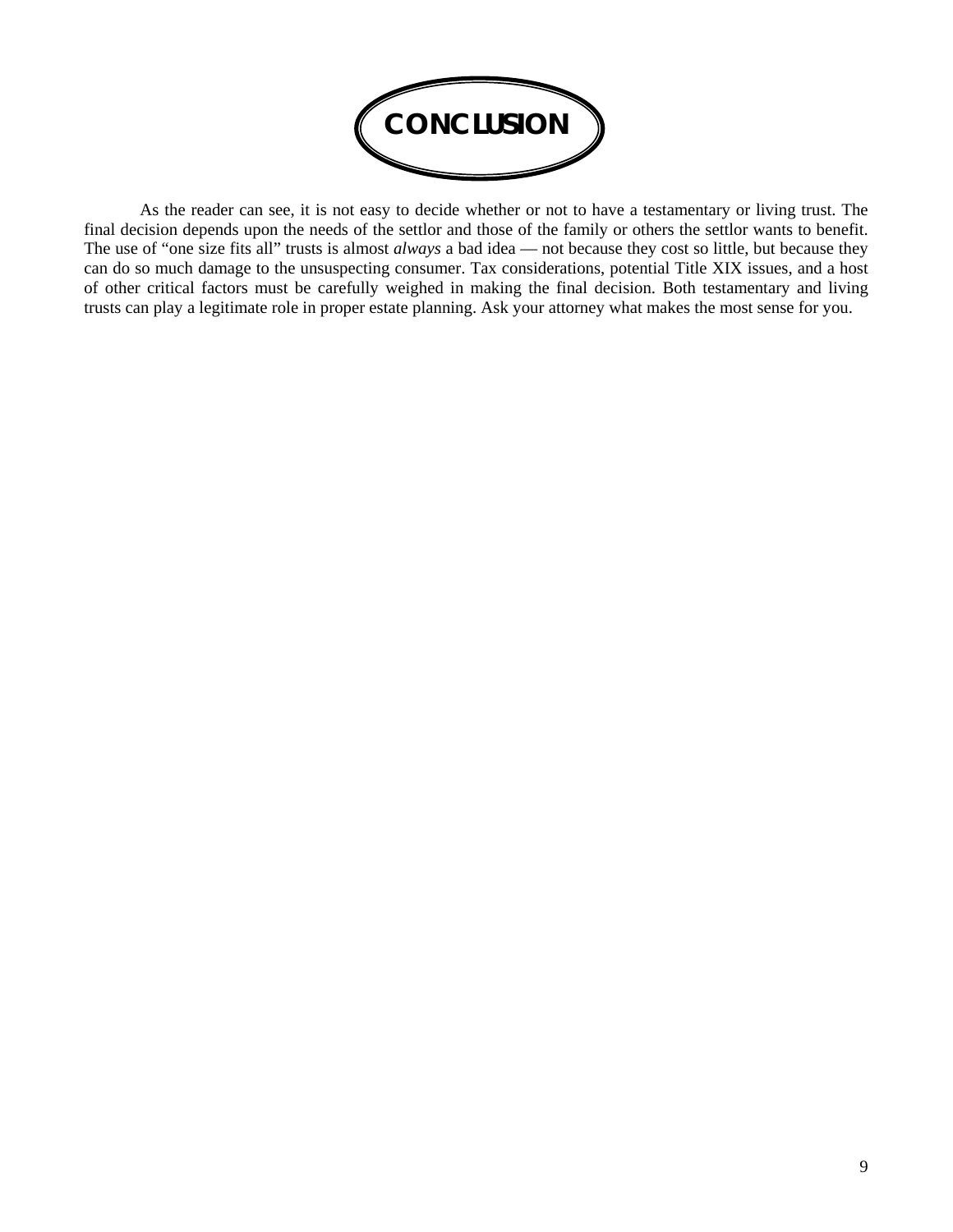# CONCLUSION

As the reader can see, it is not easy to decide whether or not to have a testamentary or living trust. The final decision depends upon the needs of the settlor and those of the family or others the settlor wants to benefit. The use of "one size fits all" trusts is almost *always* a bad idea — not because they cost so little, but because they can do so much damage to the unsuspecting consumer. Tax considerations, potential Title XIX issues, and a host of other critical factors must be carefully weighed in making the final decision. Both testamentary and living trusts can play a legitimate role in proper estate planning. Ask your attorney what makes the most sense for you.